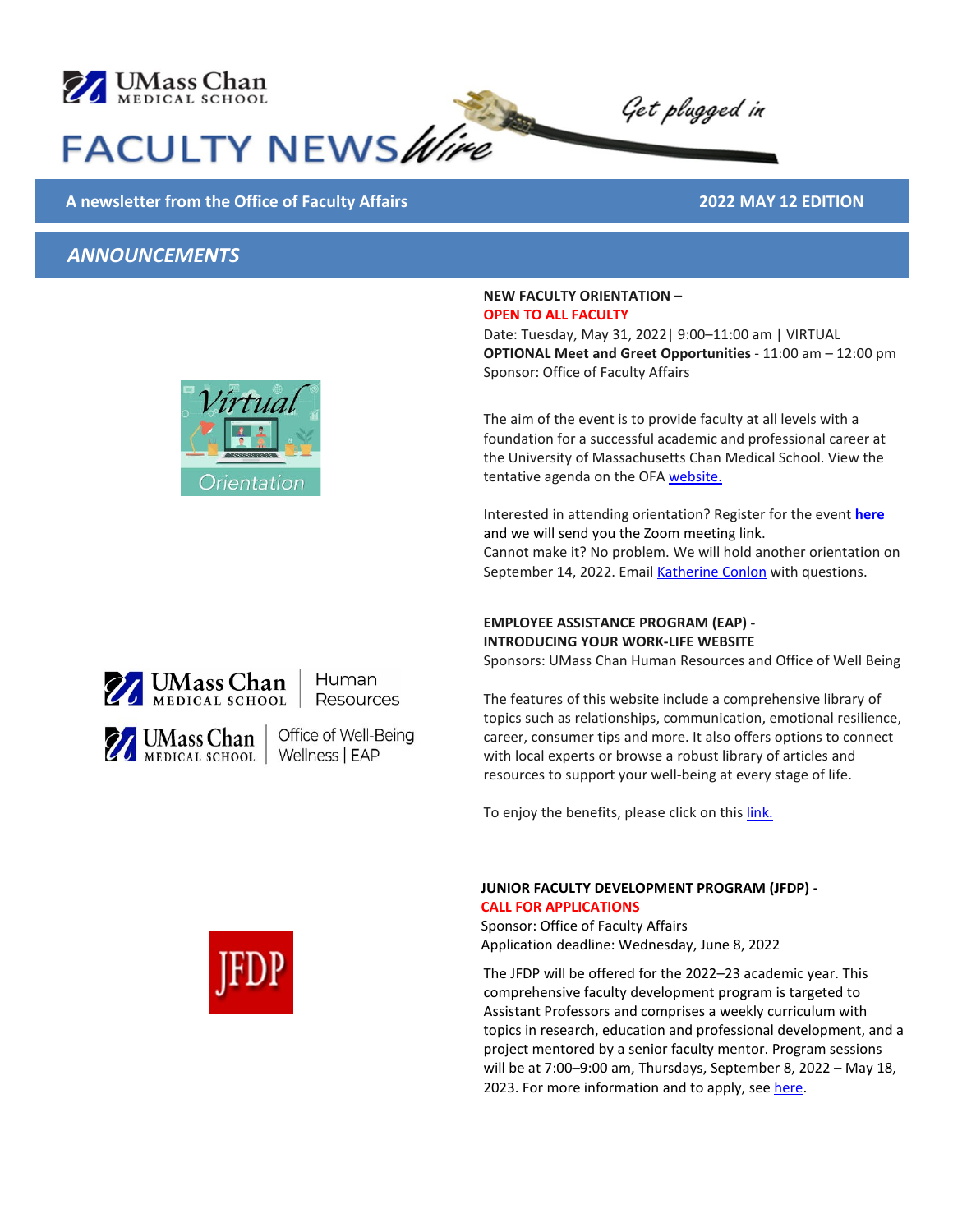# UMass Chan Medical School FACULTY NEWS Wire

*Get plugged in*

**A newsletter from the Office of Faculty Affairs** — **2022 MAY 12 EDITION**

## *ANNOUNCEMENTS*

### NEW FACULTY ORIENTATION – OPEN TO ALL FACULTY

Date: Tuesday, May 31, 2022| 9:00–11:00 am | VIRTUAL
**OPTIONAL Meet and Greet Opportunities** - 11:00 am – 12:00 pm
Sponsor: Office of Faculty Affairs

The aim of the event is to provide faculty at all levels with a foundation for a successful academic and professional career at the University of Massachusetts Chan Medical School. View the tentative agenda on the OFA website.

Interested in attending orientation? Register for the event **here** and we will send you the Zoom meeting link.
Cannot make it? No problem. We will hold another orientation on September 14, 2022. Email Katherine Conlon with questions.

### EMPLOYEE ASSISTANCE PROGRAM (EAP) - INTRODUCING YOUR WORK-LIFE WEBSITE

Sponsors: UMass Chan Human Resources and Office of Well Being

The features of this website include a comprehensive library of topics such as relationships, communication, emotional resilience, career, consumer tips and more. It also offers options to connect with local experts or browse a robust library of articles and resources to support your well-being at every stage of life.

To enjoy the benefits, please click on this link.

### JUNIOR FACULTY DEVELOPMENT PROGRAM (JFDP) - CALL FOR APPLICATIONS

Sponsor: Office of Faculty Affairs
Application deadline: Wednesday, June 8, 2022

The JFDP will be offered for the 2022–23 academic year. This comprehensive faculty development program is targeted to Assistant Professors and comprises a weekly curriculum with topics in research, education and professional development, and a project mentored by a senior faculty mentor. Program sessions will be at 7:00–9:00 am, Thursdays, September 8, 2022 – May 18, 2023. For more information and to apply, see here.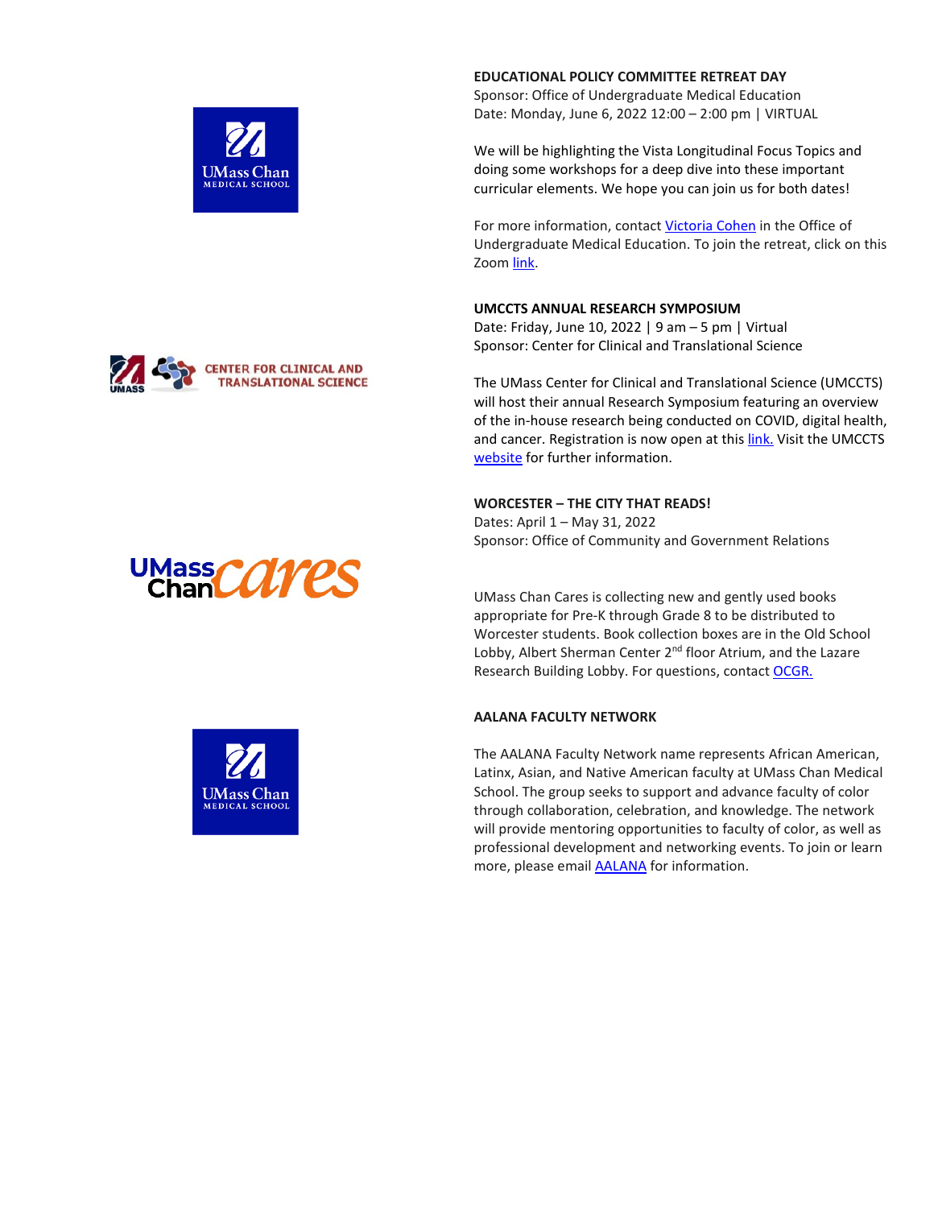**EDUCATIONAL POLICY COMMITTEE RETREAT DAY**
Sponsor: Office of Undergraduate Medical Education
Date: Monday, June 6, 2022 12:00 – 2:00 pm | VIRTUAL

We will be highlighting the Vista Longitudinal Focus Topics and doing some workshops for a deep dive into these important curricular elements. We hope you can join us for both dates!

For more information, contact Victoria Cohen in the Office of Undergraduate Medical Education. To join the retreat, click on this Zoom link.

**UMCCTS ANNUAL RESEARCH SYMPOSIUM**
Date: Friday, June 10, 2022 | 9 am – 5 pm | Virtual
Sponsor: Center for Clinical and Translational Science

The UMass Center for Clinical and Translational Science (UMCCTS) will host their annual Research Symposium featuring an overview of the in-house research being conducted on COVID, digital health, and cancer. Registration is now open at this link. Visit the UMCCTS website for further information.

**WORCESTER – THE CITY THAT READS!**
Dates: April 1 – May 31, 2022
Sponsor: Office of Community and Government Relations

UMass Chan Cares is collecting new and gently used books appropriate for Pre-K through Grade 8 to be distributed to Worcester students. Book collection boxes are in the Old School Lobby, Albert Sherman Center 2nd floor Atrium, and the Lazare Research Building Lobby. For questions, contact OCGR.

**AALANA FACULTY NETWORK**

The AALANA Faculty Network name represents African American, Latinx, Asian, and Native American faculty at UMass Chan Medical School. The group seeks to support and advance faculty of color through collaboration, celebration, and knowledge. The network will provide mentoring opportunities to faculty of color, as well as professional development and networking events. To join or learn more, please email AALANA for information.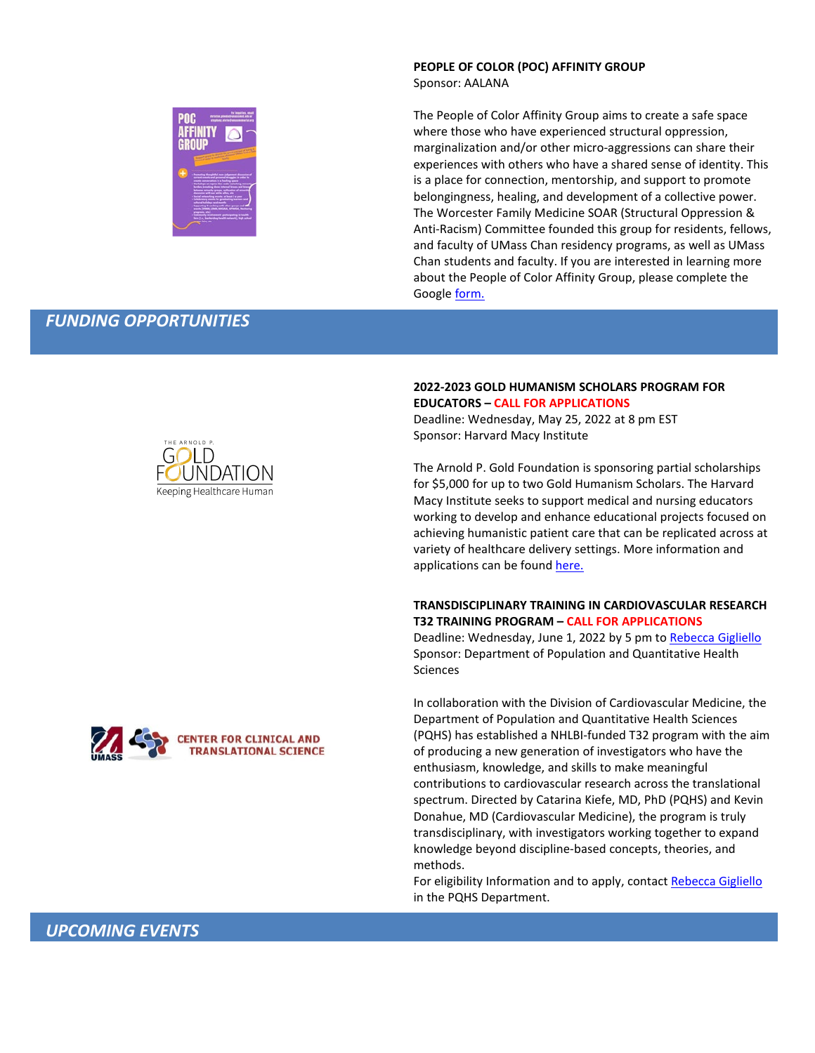**PEOPLE OF COLOR (POC) AFFINITY GROUP**
Sponsor: AALANA

The People of Color Affinity Group aims to create a safe space where those who have experienced structural oppression, marginalization and/or other micro-aggressions can share their experiences with others who have a shared sense of identity. This is a place for connection, mentorship, and support to promote belongingness, healing, and development of a collective power. The Worcester Family Medicine SOAR (Structural Oppression & Anti-Racism) Committee founded this group for residents, fellows, and faculty of UMass Chan residency programs, as well as UMass Chan students and faculty. If you are interested in learning more about the People of Color Affinity Group, please complete the Google form.

## *FUNDING OPPORTUNITIES*

**2022-2023 GOLD HUMANISM SCHOLARS PROGRAM FOR EDUCATORS – CALL FOR APPLICATIONS**
Deadline: Wednesday, May 25, 2022 at 8 pm EST
Sponsor: Harvard Macy Institute

The Arnold P. Gold Foundation is sponsoring partial scholarships for $5,000 for up to two Gold Humanism Scholars. The Harvard Macy Institute seeks to support medical and nursing educators working to develop and enhance educational projects focused on achieving humanistic patient care that can be replicated across at variety of healthcare delivery settings. More information and applications can be found here.

**TRANSDISCIPLINARY TRAINING IN CARDIOVASCULAR RESEARCH T32 TRAINING PROGRAM – CALL FOR APPLICATIONS**
Deadline: Wednesday, June 1, 2022 by 5 pm to Rebecca Gigliello
Sponsor: Department of Population and Quantitative Health Sciences

In collaboration with the Division of Cardiovascular Medicine, the Department of Population and Quantitative Health Sciences (PQHS) has established a NHLBI-funded T32 program with the aim of producing a new generation of investigators who have the enthusiasm, knowledge, and skills to make meaningful contributions to cardiovascular research across the translational spectrum. Directed by Catarina Kiefe, MD, PhD (PQHS) and Kevin Donahue, MD (Cardiovascular Medicine), the program is truly transdisciplinary, with investigators working together to expand knowledge beyond discipline-based concepts, theories, and methods.
For eligibility Information and to apply, contact Rebecca Gigliello in the PQHS Department.

## *UPCOMING EVENTS*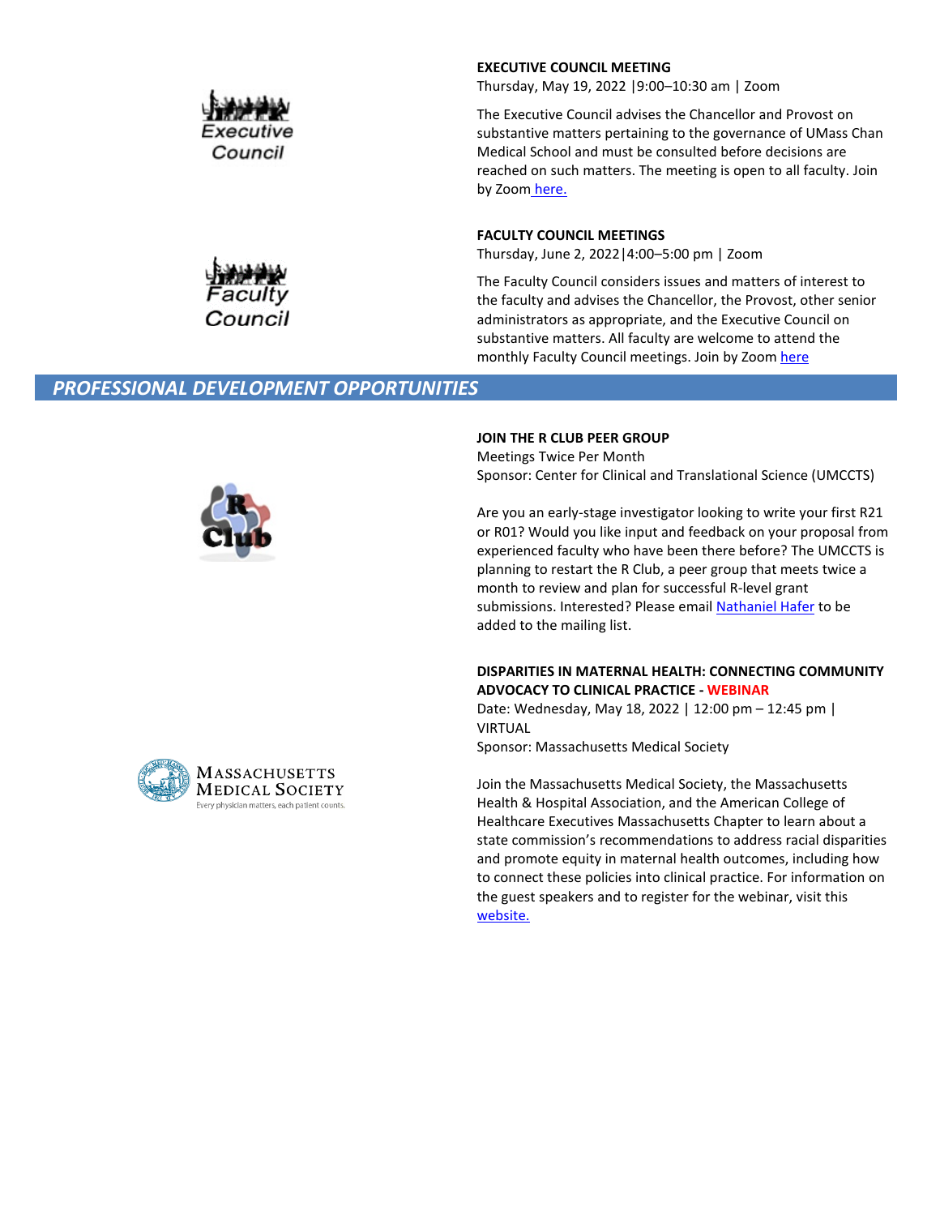**EXECUTIVE COUNCIL MEETING**
Thursday, May 19, 2022 |9:00–10:30 am | Zoom

The Executive Council advises the Chancellor and Provost on substantive matters pertaining to the governance of UMass Chan Medical School and must be consulted before decisions are reached on such matters. The meeting is open to all faculty. Join by Zoom here.

**FACULTY COUNCIL MEETINGS**
Thursday, June 2, 2022|4:00–5:00 pm | Zoom

The Faculty Council considers issues and matters of interest to the faculty and advises the Chancellor, the Provost, other senior administrators as appropriate, and the Executive Council on substantive matters. All faculty are welcome to attend the monthly Faculty Council meetings. Join by Zoom here

## *PROFESSIONAL DEVELOPMENT OPPORTUNITIES*

**JOIN THE R CLUB PEER GROUP**
Meetings Twice Per Month
Sponsor: Center for Clinical and Translational Science (UMCCTS)

Are you an early-stage investigator looking to write your first R21 or R01? Would you like input and feedback on your proposal from experienced faculty who have been there before? The UMCCTS is planning to restart the R Club, a peer group that meets twice a month to review and plan for successful R-level grant submissions. Interested? Please email Nathaniel Hafer to be added to the mailing list.

**DISPARITIES IN MATERNAL HEALTH: CONNECTING COMMUNITY ADVOCACY TO CLINICAL PRACTICE - WEBINAR**
Date: Wednesday, May 18, 2022 | 12:00 pm – 12:45 pm | VIRTUAL
Sponsor: Massachusetts Medical Society

Join the Massachusetts Medical Society, the Massachusetts Health & Hospital Association, and the American College of Healthcare Executives Massachusetts Chapter to learn about a state commission's recommendations to address racial disparities and promote equity in maternal health outcomes, including how to connect these policies into clinical practice. For information on the guest speakers and to register for the webinar, visit this website.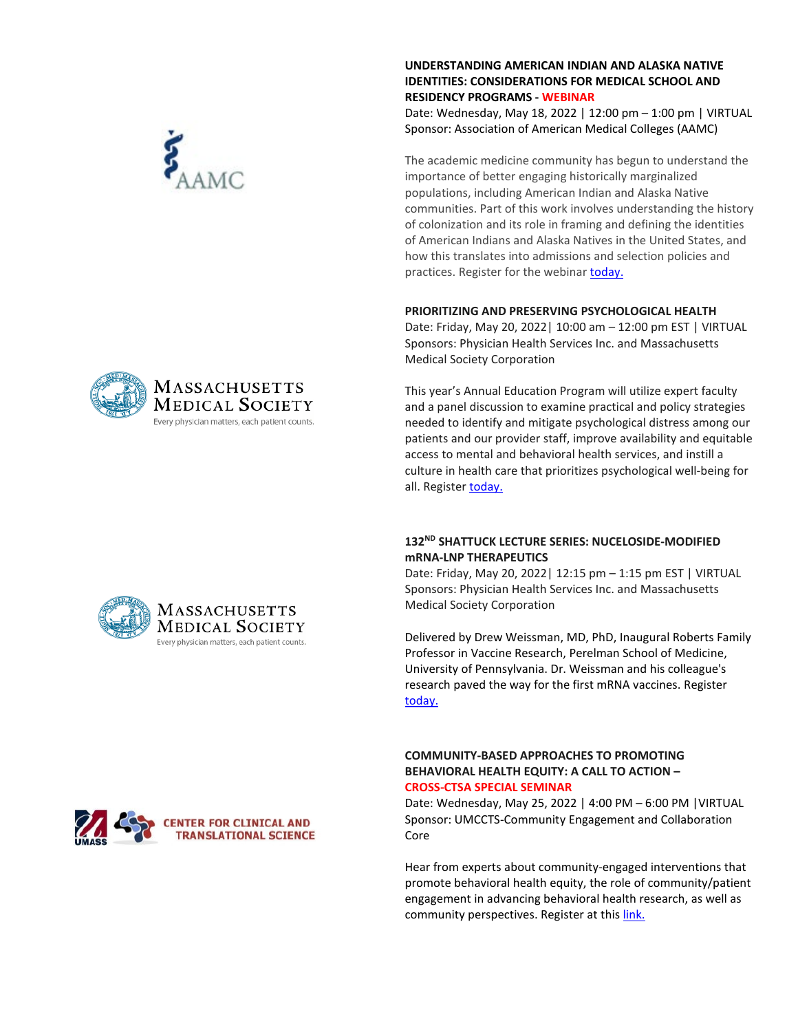**UNDERSTANDING AMERICAN INDIAN AND ALASKA NATIVE IDENTITIES: CONSIDERATIONS FOR MEDICAL SCHOOL AND RESIDENCY PROGRAMS - WEBINAR**

Date: Wednesday, May 18, 2022 | 12:00 pm – 1:00 pm | VIRTUAL
Sponsor: Association of American Medical Colleges (AAMC)

The academic medicine community has begun to understand the importance of better engaging historically marginalized populations, including American Indian and Alaska Native communities. Part of this work involves understanding the history of colonization and its role in framing and defining the identities of American Indians and Alaska Natives in the United States, and how this translates into admissions and selection policies and practices. Register for the webinar today.

**PRIORITIZING AND PRESERVING PSYCHOLOGICAL HEALTH**

Date: Friday, May 20, 2022| 10:00 am – 12:00 pm EST | VIRTUAL
Sponsors: Physician Health Services Inc. and Massachusetts Medical Society Corporation

This year's Annual Education Program will utilize expert faculty and a panel discussion to examine practical and policy strategies needed to identify and mitigate psychological distress among our patients and our provider staff, improve availability and equitable access to mental and behavioral health services, and instill a culture in health care that prioritizes psychological well-being for all. Register today.

**132ND SHATTUCK LECTURE SERIES: NUCELOSIDE-MODIFIED mRNA-LNP THERAPEUTICS**

Date: Friday, May 20, 2022| 12:15 pm – 1:15 pm EST | VIRTUAL
Sponsors: Physician Health Services Inc. and Massachusetts Medical Society Corporation

Delivered by Drew Weissman, MD, PhD, Inaugural Roberts Family Professor in Vaccine Research, Perelman School of Medicine, University of Pennsylvania. Dr. Weissman and his colleague's research paved the way for the first mRNA vaccines. Register today.

**COMMUNITY-BASED APPROACHES TO PROMOTING BEHAVIORAL HEALTH EQUITY: A CALL TO ACTION – CROSS-CTSA SPECIAL SEMINAR**

Date: Wednesday, May 25, 2022 | 4:00 PM – 6:00 PM |VIRTUAL
Sponsor: UMCCTS-Community Engagement and Collaboration Core

Hear from experts about community-engaged interventions that promote behavioral health equity, the role of community/patient engagement in advancing behavioral health research, as well as community perspectives. Register at this link.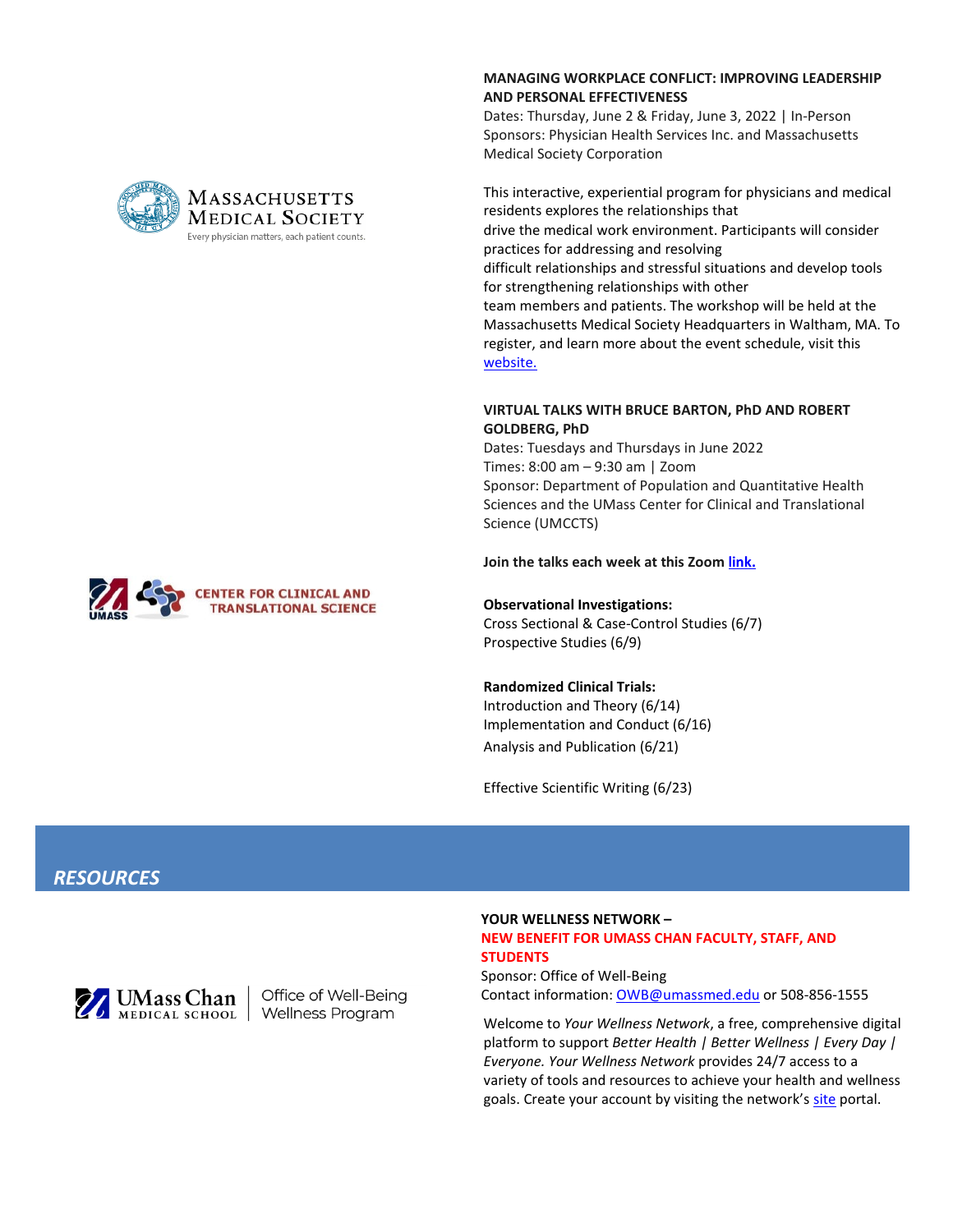### MANAGING WORKPLACE CONFLICT: IMPROVING LEADERSHIP AND PERSONAL EFFECTIVENESS

Dates: Thursday, June 2 & Friday, June 3, 2022 | In-Person
Sponsors: Physician Health Services Inc. and Massachusetts Medical Society Corporation

This interactive, experiential program for physicians and medical residents explores the relationships that drive the medical work environment. Participants will consider practices for addressing and resolving difficult relationships and stressful situations and develop tools for strengthening relationships with other team members and patients. The workshop will be held at the Massachusetts Medical Society Headquarters in Waltham, MA. To register, and learn more about the event schedule, visit this website.

### VIRTUAL TALKS WITH BRUCE BARTON, PhD AND ROBERT GOLDBERG, PhD

Dates: Tuesdays and Thursdays in June 2022
Times: 8:00 am – 9:30 am | Zoom
Sponsor: Department of Population and Quantitative Health Sciences and the UMass Center for Clinical and Translational Science (UMCCTS)

**Join the talks each week at this Zoom link.**

**Observational Investigations:**
Cross Sectional & Case-Control Studies (6/7)
Prospective Studies (6/9)

**Randomized Clinical Trials:**
Introduction and Theory (6/14)
Implementation and Conduct (6/16)
Analysis and Publication (6/21)

Effective Scientific Writing (6/23)

## *RESOURCES*

### YOUR WELLNESS NETWORK – NEW BENEFIT FOR UMASS CHAN FACULTY, STAFF, AND STUDENTS

Sponsor: Office of Well-Being
Contact information: OWB@umassmed.edu or 508-856-1555

Welcome to *Your Wellness Network*, a free, comprehensive digital platform to support *Better Health | Better Wellness | Every Day | Everyone. Your Wellness Network* provides 24/7 access to a variety of tools and resources to achieve your health and wellness goals. Create your account by visiting the network's site portal.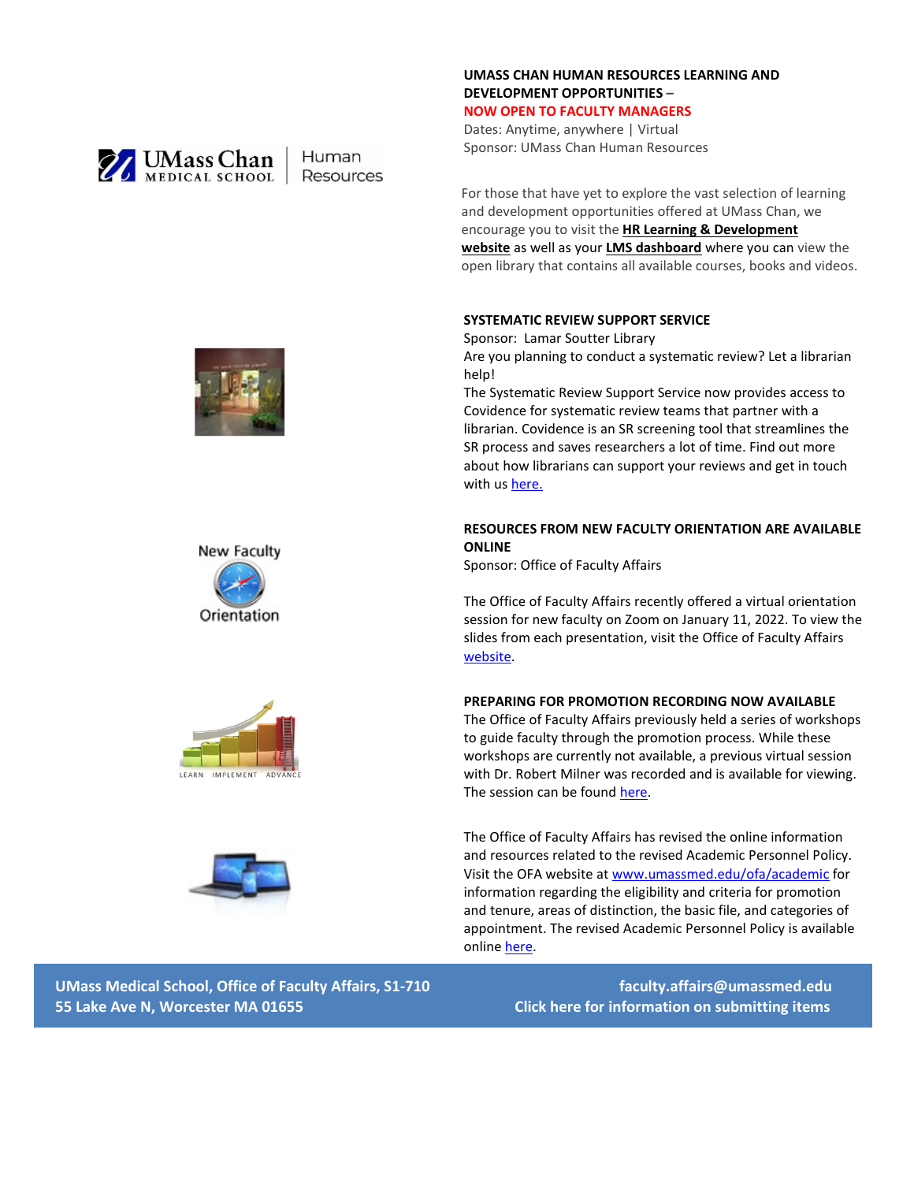**UMASS CHAN HUMAN RESOURCES LEARNING AND DEVELOPMENT OPPORTUNITIES – NOW OPEN TO FACULTY MANAGERS**
Dates: Anytime, anywhere | Virtual
Sponsor: UMass Chan Human Resources

For those that have yet to explore the vast selection of learning and development opportunities offered at UMass Chan, we encourage you to visit the **HR Learning & Development website** as well as your **LMS dashboard** where you can view the open library that contains all available courses, books and videos.

**SYSTEMATIC REVIEW SUPPORT SERVICE**
Sponsor: Lamar Soutter Library
Are you planning to conduct a systematic review? Let a librarian help!
The Systematic Review Support Service now provides access to Covidence for systematic review teams that partner with a librarian. Covidence is an SR screening tool that streamlines the SR process and saves researchers a lot of time. Find out more about how librarians can support your reviews and get in touch with us here.

**RESOURCES FROM NEW FACULTY ORIENTATION ARE AVAILABLE ONLINE**
Sponsor: Office of Faculty Affairs

The Office of Faculty Affairs recently offered a virtual orientation session for new faculty on Zoom on January 11, 2022. To view the slides from each presentation, visit the Office of Faculty Affairs website.

**PREPARING FOR PROMOTION RECORDING NOW AVAILABLE**
The Office of Faculty Affairs previously held a series of workshops to guide faculty through the promotion process. While these workshops are currently not available, a previous virtual session with Dr. Robert Milner was recorded and is available for viewing. The session can be found here.

The Office of Faculty Affairs has revised the online information and resources related to the revised Academic Personnel Policy. Visit the OFA website at www.umassmed.edu/ofa/academic for information regarding the eligibility and criteria for promotion and tenure, areas of distinction, the basic file, and categories of appointment. The revised Academic Personnel Policy is available online here.

**UMass Medical School, Office of Faculty Affairs, S1-710**
**55 Lake Ave N, Worcester MA 01655**

**faculty.affairs@umassmed.edu**
**Click here for information on submitting items**